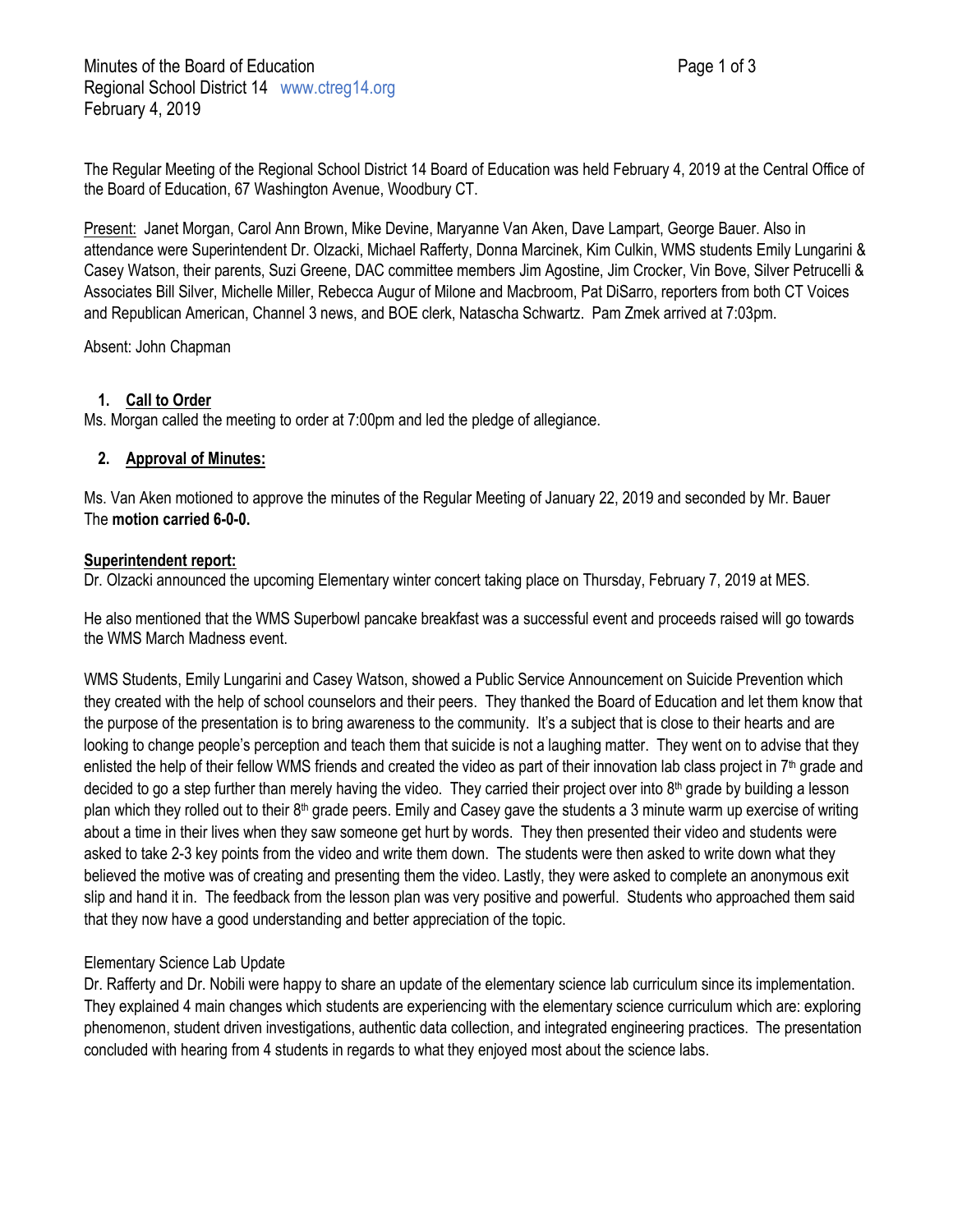Minutes of the Board of Education
Regional School District 14 www.ctreg14.org
February 4, 2019

The Regular Meeting of the Regional School District 14 Board of Education was held February 4, 2019 at the Central Office of the Board of Education, 67 Washington Avenue, Woodbury CT.

Present: Janet Morgan, Carol Ann Brown, Mike Devine, Maryanne Van Aken, Dave Lampart, George Bauer. Also in attendance were Superintendent Dr. Olzacki, Michael Rafferty, Donna Marcinek, Kim Culkin, WMS students Emily Lungarini & Casey Watson, their parents, Suzi Greene, DAC committee members Jim Agostine, Jim Crocker, Vin Bove, Silver Petrucelli & Associates Bill Silver, Michelle Miller, Rebecca Augur of Milone and Macbroom, Pat DiSarro, reporters from both CT Voices and Republican American, Channel 3 news, and BOE clerk, Natascha Schwartz. Pam Zmek arrived at 7:03pm.

Absent: John Chapman

1. **Call to Order**

Ms. Morgan called the meeting to order at 7:00pm and led the pledge of allegiance.

2. **Approval of Minutes:**

Ms. Van Aken motioned to approve the minutes of the Regular Meeting of January 22, 2019 and seconded by Mr. Bauer
The **motion carried 6-0-0.**

**Superintendent report:**

Dr. Olzacki announced the upcoming Elementary winter concert taking place on Thursday, February 7, 2019 at MES.

He also mentioned that the WMS Superbowl pancake breakfast was a successful event and proceeds raised will go towards the WMS March Madness event.

WMS Students, Emily Lungarini and Casey Watson, showed a Public Service Announcement on Suicide Prevention which they created with the help of school counselors and their peers. They thanked the Board of Education and let them know that the purpose of the presentation is to bring awareness to the community. It's a subject that is close to their hearts and are looking to change people's perception and teach them that suicide is not a laughing matter. They went on to advise that they enlisted the help of their fellow WMS friends and created the video as part of their innovation lab class project in 7th grade and decided to go a step further than merely having the video. They carried their project over into 8th grade by building a lesson plan which they rolled out to their 8th grade peers. Emily and Casey gave the students a 3 minute warm up exercise of writing about a time in their lives when they saw someone get hurt by words. They then presented their video and students were asked to take 2-3 key points from the video and write them down. The students were then asked to write down what they believed the motive was of creating and presenting them the video. Lastly, they were asked to complete an anonymous exit slip and hand it in. The feedback from the lesson plan was very positive and powerful. Students who approached them said that they now have a good understanding and better appreciation of the topic.

Elementary Science Lab Update

Dr. Rafferty and Dr. Nobili were happy to share an update of the elementary science lab curriculum since its implementation. They explained 4 main changes which students are experiencing with the elementary science curriculum which are: exploring phenomenon, student driven investigations, authentic data collection, and integrated engineering practices. The presentation concluded with hearing from 4 students in regards to what they enjoyed most about the science labs.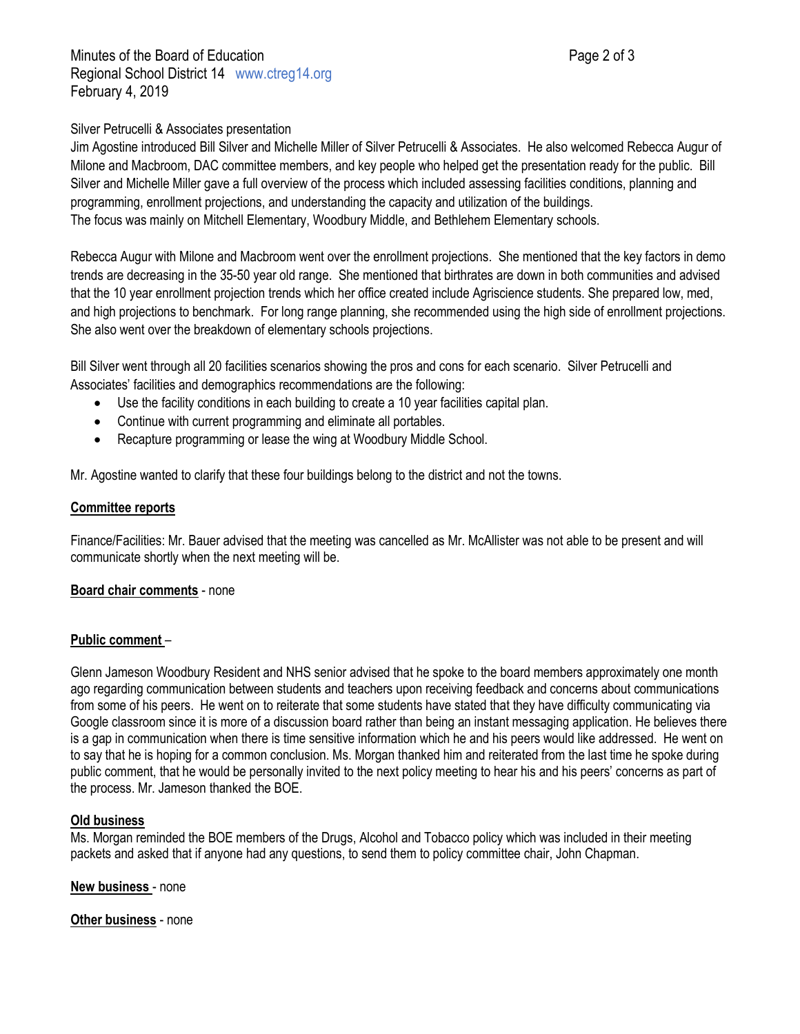Silver Petrucelli & Associates presentation

Jim Agostine introduced Bill Silver and Michelle Miller of Silver Petrucelli & Associates. He also welcomed Rebecca Augur of Milone and Macbroom, DAC committee members, and key people who helped get the presentation ready for the public. Bill Silver and Michelle Miller gave a full overview of the process which included assessing facilities conditions, planning and programming, enrollment projections, and understanding the capacity and utilization of the buildings.
The focus was mainly on Mitchell Elementary, Woodbury Middle, and Bethlehem Elementary schools.

Rebecca Augur with Milone and Macbroom went over the enrollment projections. She mentioned that the key factors in demo trends are decreasing in the 35-50 year old range. She mentioned that birthrates are down in both communities and advised that the 10 year enrollment projection trends which her office created include Agriscience students. She prepared low, med, and high projections to benchmark. For long range planning, she recommended using the high side of enrollment projections. She also went over the breakdown of elementary schools projections.

Bill Silver went through all 20 facilities scenarios showing the pros and cons for each scenario. Silver Petrucelli and Associates' facilities and demographics recommendations are the following:

- Use the facility conditions in each building to create a 10 year facilities capital plan.
- Continue with current programming and eliminate all portables.
- Recapture programming or lease the wing at Woodbury Middle School.

Mr. Agostine wanted to clarify that these four buildings belong to the district and not the towns.

**Committee reports**

Finance/Facilities: Mr. Bauer advised that the meeting was cancelled as Mr. McAllister was not able to be present and will communicate shortly when the next meeting will be.

**Board chair comments** - none

**Public comment** –

Glenn Jameson Woodbury Resident and NHS senior advised that he spoke to the board members approximately one month ago regarding communication between students and teachers upon receiving feedback and concerns about communications from some of his peers. He went on to reiterate that some students have stated that they have difficulty communicating via Google classroom since it is more of a discussion board rather than being an instant messaging application. He believes there is a gap in communication when there is time sensitive information which he and his peers would like addressed. He went on to say that he is hoping for a common conclusion. Ms. Morgan thanked him and reiterated from the last time he spoke during public comment, that he would be personally invited to the next policy meeting to hear his and his peers' concerns as part of the process. Mr. Jameson thanked the BOE.

**Old business**

Ms. Morgan reminded the BOE members of the Drugs, Alcohol and Tobacco policy which was included in their meeting packets and asked that if anyone had any questions, to send them to policy committee chair, John Chapman.

**New business** - none

**Other business** - none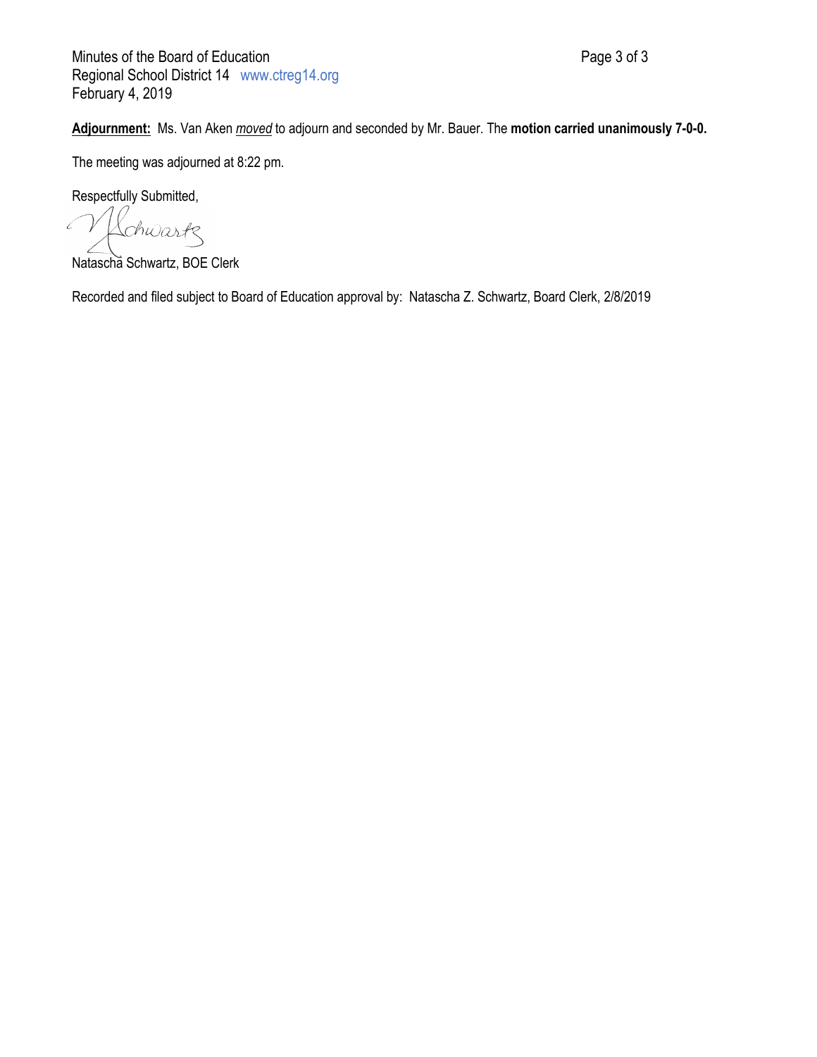**<u>Adjournment:</u>** Ms. Van Aken *<u>moved</u>* to adjourn and seconded by Mr. Bauer. The **motion carried unanimously 7-0-0.**

The meeting was adjourned at 8:22 pm.

Respectfully Submitted,

Natascha Schwartz, BOE Clerk

Recorded and filed subject to Board of Education approval by: Natascha Z. Schwartz, Board Clerk, 2/8/2019